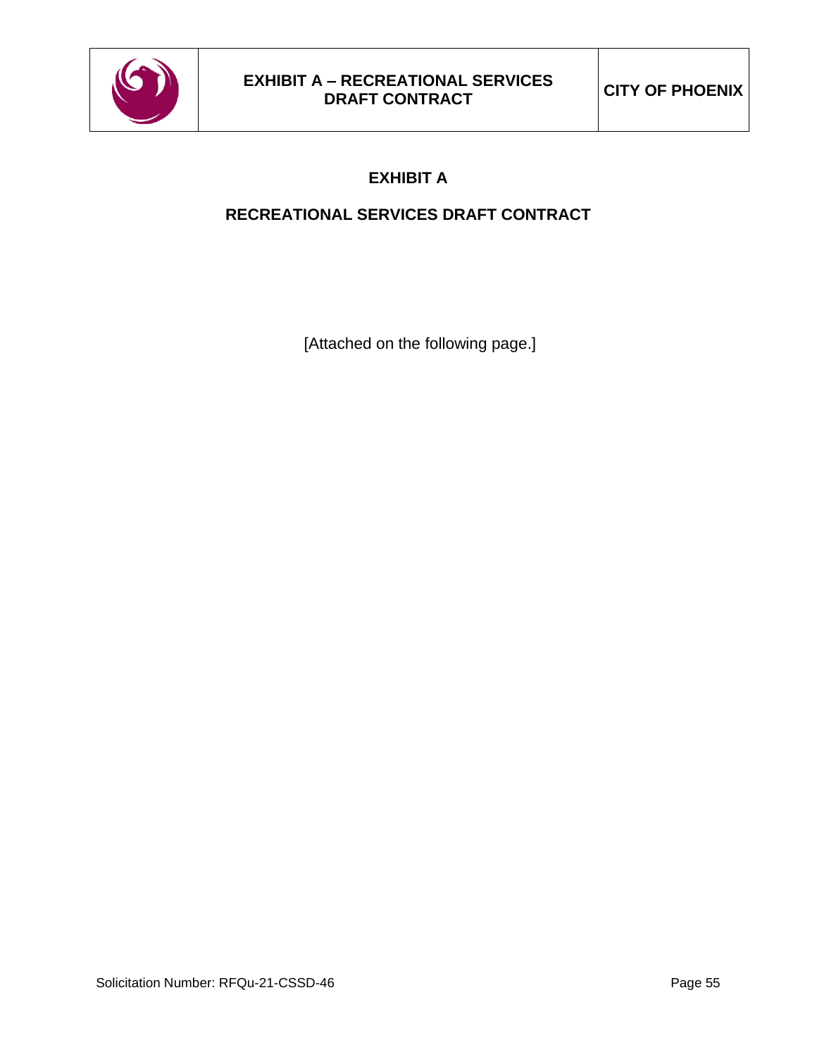# EXHIBIT A

## RECREATIONAL SERVICES DRAFT CONTRACT

[Attached on the following page.]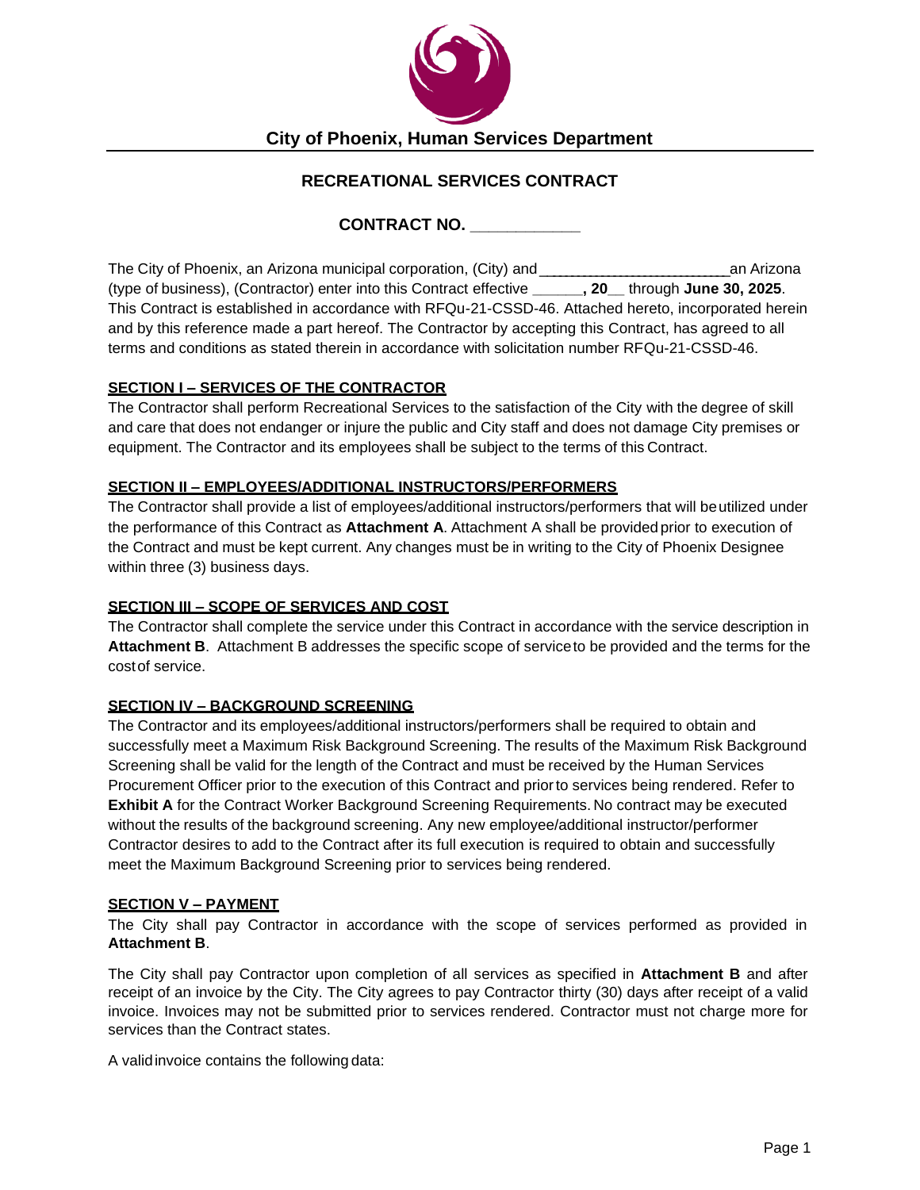**City of Phoenix, Human Services Department**

# RECREATIONAL SERVICES CONTRACT

## CONTRACT NO. ____________

The City of Phoenix, an Arizona municipal corporation, (City) and _________________________ an Arizona (type of business), (Contractor) enter into this Contract effective **______, 20__** through **June 30, 2025**. This Contract is established in accordance with RFQu-21-CSSD-46. Attached hereto, incorporated herein and by this reference made a part hereof. The Contractor by accepting this Contract, has agreed to all terms and conditions as stated therein in accordance with solicitation number RFQu-21-CSSD-46.

### SECTION I – SERVICES OF THE CONTRACTOR

The Contractor shall perform Recreational Services to the satisfaction of the City with the degree of skill and care that does not endanger or injure the public and City staff and does not damage City premises or equipment. The Contractor and its employees shall be subject to the terms of this Contract.

### SECTION II – EMPLOYEES/ADDITIONAL INSTRUCTORS/PERFORMERS

The Contractor shall provide a list of employees/additional instructors/performers that will be utilized under the performance of this Contract as **Attachment A**. Attachment A shall be provided prior to execution of the Contract and must be kept current. Any changes must be in writing to the City of Phoenix Designee within three (3) business days.

### SECTION III – SCOPE OF SERVICES AND COST

The Contractor shall complete the service under this Contract in accordance with the service description in **Attachment B**. Attachment B addresses the specific scope of service to be provided and the terms for the cost of service.

### SECTION IV – BACKGROUND SCREENING

The Contractor and its employees/additional instructors/performers shall be required to obtain and successfully meet a Maximum Risk Background Screening. The results of the Maximum Risk Background Screening shall be valid for the length of the Contract and must be received by the Human Services Procurement Officer prior to the execution of this Contract and prior to services being rendered. Refer to **Exhibit A** for the Contract Worker Background Screening Requirements. No contract may be executed without the results of the background screening. Any new employee/additional instructor/performer Contractor desires to add to the Contract after its full execution is required to obtain and successfully meet the Maximum Background Screening prior to services being rendered.

### SECTION V – PAYMENT

The City shall pay Contractor in accordance with the scope of services performed as provided in **Attachment B**.

The City shall pay Contractor upon completion of all services as specified in **Attachment B** and after receipt of an invoice by the City. The City agrees to pay Contractor thirty (30) days after receipt of a valid invoice. Invoices may not be submitted prior to services rendered. Contractor must not charge more for services than the Contract states.

A valid invoice contains the following data: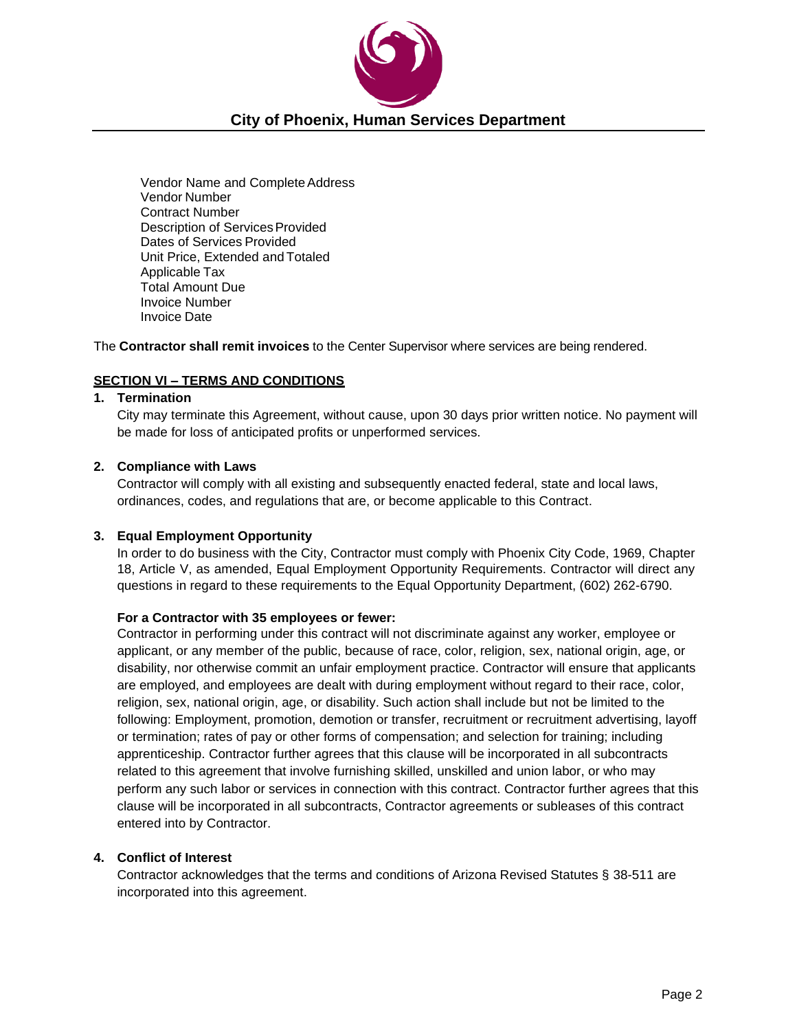Vendor Name and Complete Address
Vendor Number
Contract Number
Description of Services Provided
Dates of Services Provided
Unit Price, Extended and Totaled
Applicable Tax
Total Amount Due
Invoice Number
Invoice Date

The **Contractor shall remit invoices** to the Center Supervisor where services are being rendered.

## SECTION VI – TERMS AND CONDITIONS

**1. Termination**

City may terminate this Agreement, without cause, upon 30 days prior written notice. No payment will be made for loss of anticipated profits or unperformed services.

**2. Compliance with Laws**

Contractor will comply with all existing and subsequently enacted federal, state and local laws, ordinances, codes, and regulations that are, or become applicable to this Contract.

**3. Equal Employment Opportunity**

In order to do business with the City, Contractor must comply with Phoenix City Code, 1969, Chapter 18, Article V, as amended, Equal Employment Opportunity Requirements. Contractor will direct any questions in regard to these requirements to the Equal Opportunity Department, (602) 262-6790.

**For a Contractor with 35 employees or fewer:**

Contractor in performing under this contract will not discriminate against any worker, employee or applicant, or any member of the public, because of race, color, religion, sex, national origin, age, or disability, nor otherwise commit an unfair employment practice. Contractor will ensure that applicants are employed, and employees are dealt with during employment without regard to their race, color, religion, sex, national origin, age, or disability. Such action shall include but not be limited to the following: Employment, promotion, demotion or transfer, recruitment or recruitment advertising, layoff or termination; rates of pay or other forms of compensation; and selection for training; including apprenticeship. Contractor further agrees that this clause will be incorporated in all subcontracts related to this agreement that involve furnishing skilled, unskilled and union labor, or who may perform any such labor or services in connection with this contract. Contractor further agrees that this clause will be incorporated in all subcontracts, Contractor agreements or subleases of this contract entered into by Contractor.

**4. Conflict of Interest**

Contractor acknowledges that the terms and conditions of Arizona Revised Statutes § 38-511 are incorporated into this agreement.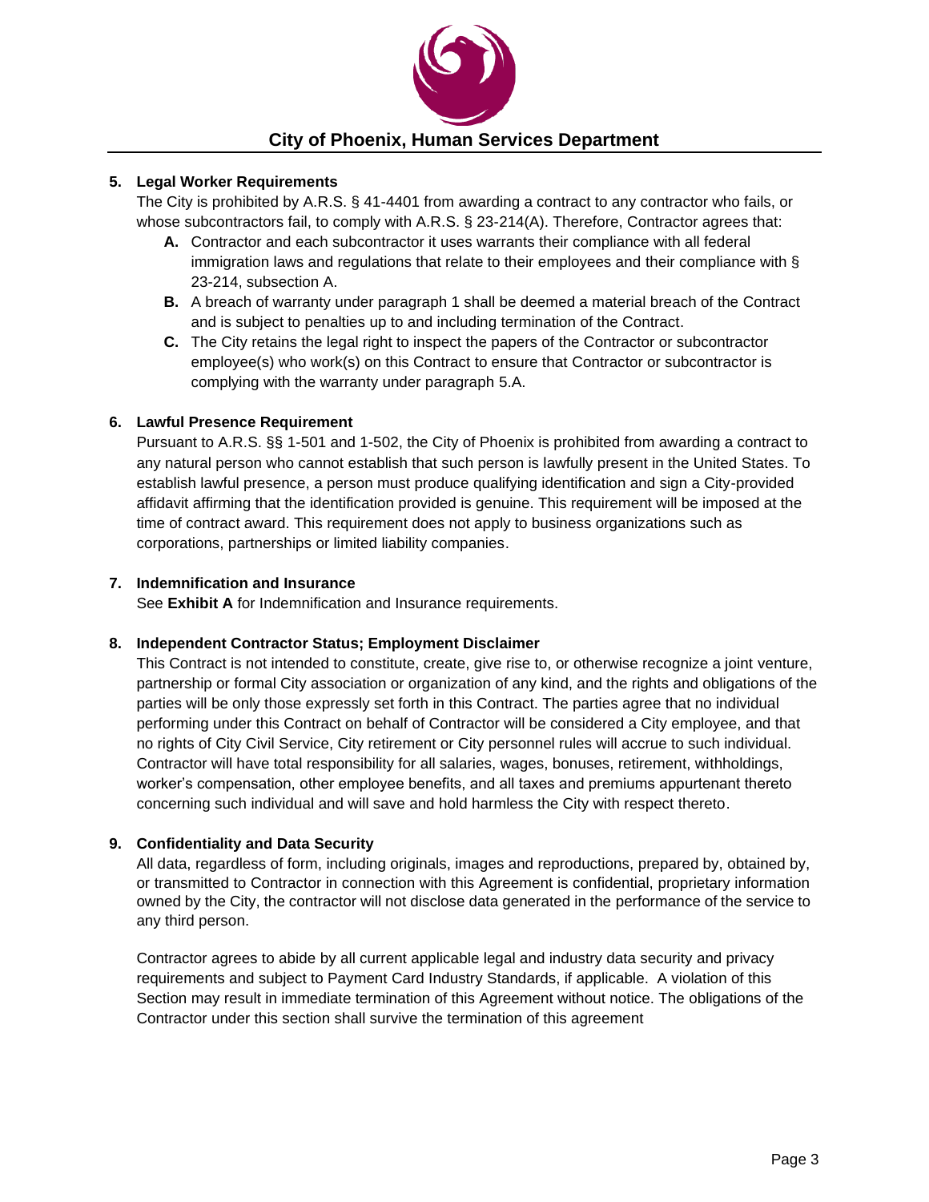**5. Legal Worker Requirements**

The City is prohibited by A.R.S. § 41-4401 from awarding a contract to any contractor who fails, or whose subcontractors fail, to comply with A.R.S. § 23-214(A). Therefore, Contractor agrees that:

- **A.** Contractor and each subcontractor it uses warrants their compliance with all federal immigration laws and regulations that relate to their employees and their compliance with § 23-214, subsection A.
- **B.** A breach of warranty under paragraph 1 shall be deemed a material breach of the Contract and is subject to penalties up to and including termination of the Contract.
- **C.** The City retains the legal right to inspect the papers of the Contractor or subcontractor employee(s) who work(s) on this Contract to ensure that Contractor or subcontractor is complying with the warranty under paragraph 5.A.

**6. Lawful Presence Requirement**

Pursuant to A.R.S. §§ 1-501 and 1-502, the City of Phoenix is prohibited from awarding a contract to any natural person who cannot establish that such person is lawfully present in the United States. To establish lawful presence, a person must produce qualifying identification and sign a City-provided affidavit affirming that the identification provided is genuine. This requirement will be imposed at the time of contract award. This requirement does not apply to business organizations such as corporations, partnerships or limited liability companies.

**7. Indemnification and Insurance**

See **Exhibit A** for Indemnification and Insurance requirements.

**8. Independent Contractor Status; Employment Disclaimer**

This Contract is not intended to constitute, create, give rise to, or otherwise recognize a joint venture, partnership or formal City association or organization of any kind, and the rights and obligations of the parties will be only those expressly set forth in this Contract. The parties agree that no individual performing under this Contract on behalf of Contractor will be considered a City employee, and that no rights of City Civil Service, City retirement or City personnel rules will accrue to such individual. Contractor will have total responsibility for all salaries, wages, bonuses, retirement, withholdings, worker's compensation, other employee benefits, and all taxes and premiums appurtenant thereto concerning such individual and will save and hold harmless the City with respect thereto.

**9. Confidentiality and Data Security**

All data, regardless of form, including originals, images and reproductions, prepared by, obtained by, or transmitted to Contractor in connection with this Agreement is confidential, proprietary information owned by the City, the contractor will not disclose data generated in the performance of the service to any third person.

Contractor agrees to abide by all current applicable legal and industry data security and privacy requirements and subject to Payment Card Industry Standards, if applicable. A violation of this Section may result in immediate termination of this Agreement without notice. The obligations of the Contractor under this section shall survive the termination of this agreement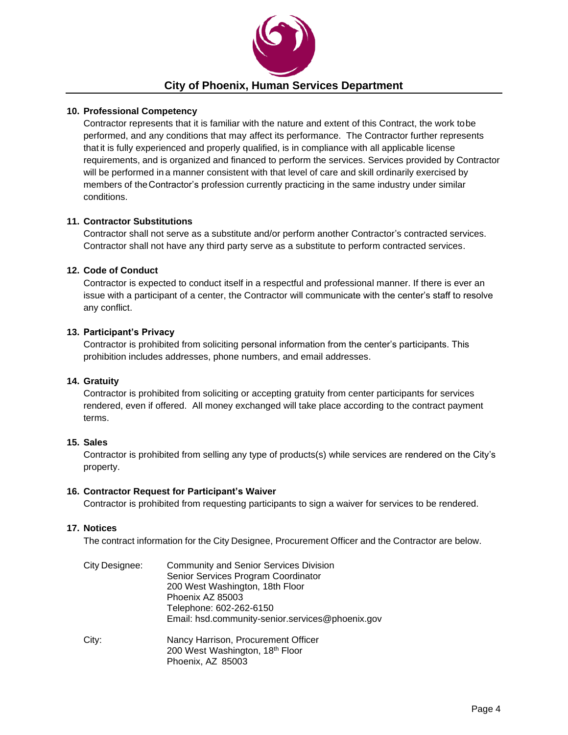## City of Phoenix, Human Services Department

**10. Professional Competency**

Contractor represents that it is familiar with the nature and extent of this Contract, the work to be performed, and any conditions that may affect its performance. The Contractor further represents that it is fully experienced and properly qualified, is in compliance with all applicable license requirements, and is organized and financed to perform the services. Services provided by Contractor will be performed in a manner consistent with that level of care and skill ordinarily exercised by members of the Contractor's profession currently practicing in the same industry under similar conditions.

**11. Contractor Substitutions**

Contractor shall not serve as a substitute and/or perform another Contractor's contracted services. Contractor shall not have any third party serve as a substitute to perform contracted services.

**12. Code of Conduct**

Contractor is expected to conduct itself in a respectful and professional manner. If there is ever an issue with a participant of a center, the Contractor will communicate with the center's staff to resolve any conflict.

**13. Participant's Privacy**

Contractor is prohibited from soliciting personal information from the center's participants. This prohibition includes addresses, phone numbers, and email addresses.

**14. Gratuity**

Contractor is prohibited from soliciting or accepting gratuity from center participants for services rendered, even if offered. All money exchanged will take place according to the contract payment terms.

**15. Sales**

Contractor is prohibited from selling any type of products(s) while services are rendered on the City's property.

**16. Contractor Request for Participant's Waiver**

Contractor is prohibited from requesting participants to sign a waiver for services to be rendered.

**17. Notices**

The contract information for the City Designee, Procurement Officer and the Contractor are below.

City Designee:
Community and Senior Services Division
Senior Services Program Coordinator
200 West Washington, 18th Floor
Phoenix AZ 85003
Telephone: 602-262-6150
Email: hsd.community-senior.services@phoenix.gov

City:
Nancy Harrison, Procurement Officer
200 West Washington, 18th Floor
Phoenix, AZ 85003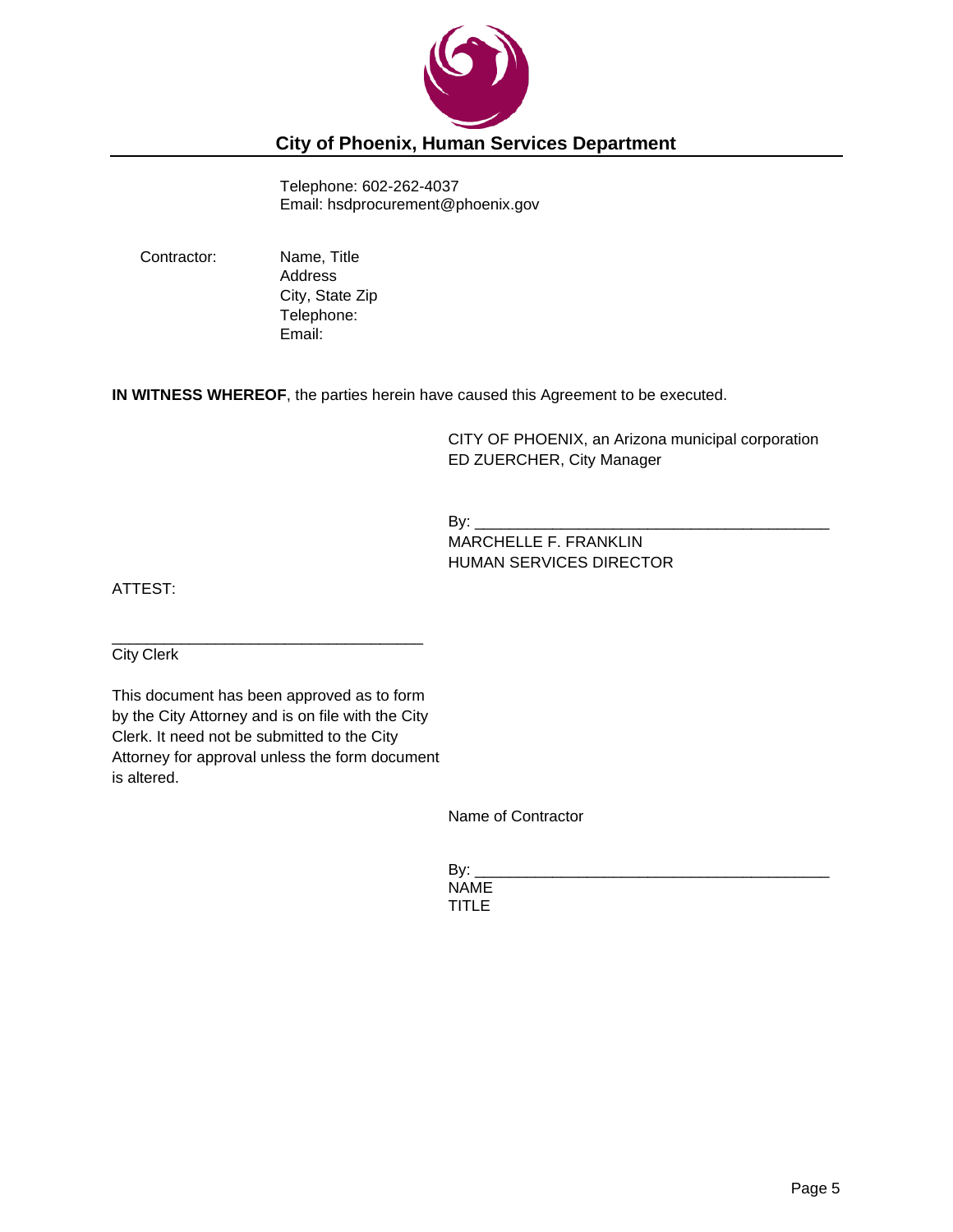## City of Phoenix, Human Services Department

Telephone: 602-262-4037
Email: hsdprocurement@phoenix.gov

Contractor: Name, Title
Address
City, State Zip
Telephone:
Email:

**IN WITNESS WHEREOF**, the parties herein have caused this Agreement to be executed.

CITY OF PHOENIX, an Arizona municipal corporation
ED ZUERCHER, City Manager

By: ___________________________________________
MARCHELLE F. FRANKLIN
HUMAN SERVICES DIRECTOR

ATTEST:

_____________________________________
City Clerk

This document has been approved as to form by the City Attorney and is on file with the City Clerk. It need not be submitted to the City Attorney for approval unless the form document is altered.

Name of Contractor

By: ___________________________________________
NAME
TITLE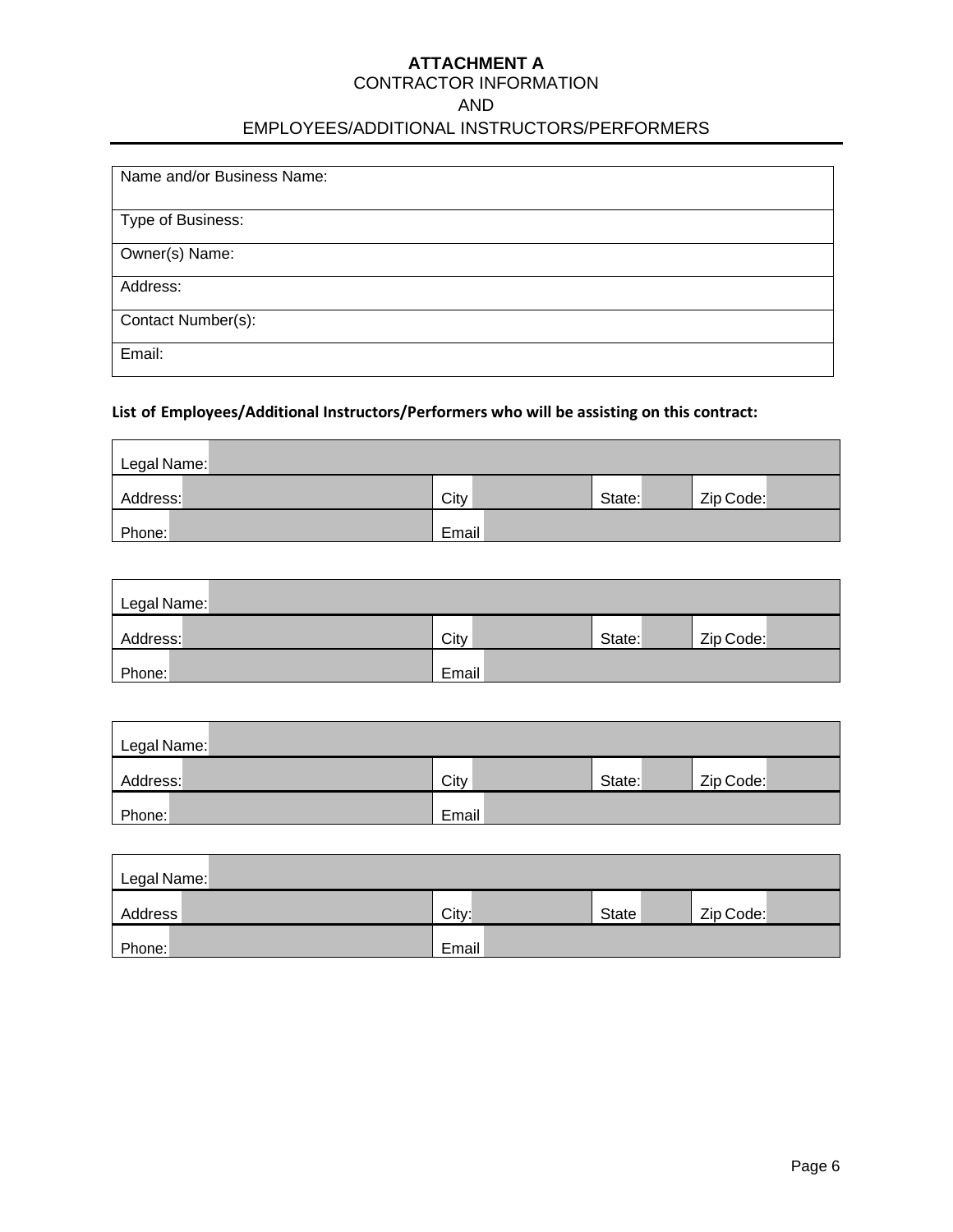**ATTACHMENT A**

CONTRACTOR INFORMATION

AND

EMPLOYEES/ADDITIONAL INSTRUCTORS/PERFORMERS

| Name and/or Business Name: |
|---|
| Type of Business: |
| Owner(s) Name: |
| Address: |
| Contact Number(s): |
| Email: |

**List of Employees/Additional Instructors/Performers who will be assisting on this contract:**

| Legal Name: | | | | | | | |
|---|---|---|---|---|---|---|---|
| Address: | | City | | State: | | Zip Code: | |
| Phone: | | Email | | | | | |

| Legal Name: | | | | | | | |
|---|---|---|---|---|---|---|---|
| Address: | | City | | State: | | Zip Code: | |
| Phone: | | Email | | | | | |

| Legal Name: | | | | | | | |
|---|---|---|---|---|---|---|---|
| Address: | | City | | State: | | Zip Code: | |
| Phone: | | Email | | | | | |

| Legal Name: | | | | | | | |
|---|---|---|---|---|---|---|---|
| Address | | City: | | State | | Zip Code: | |
| Phone: | | Email | | | | | |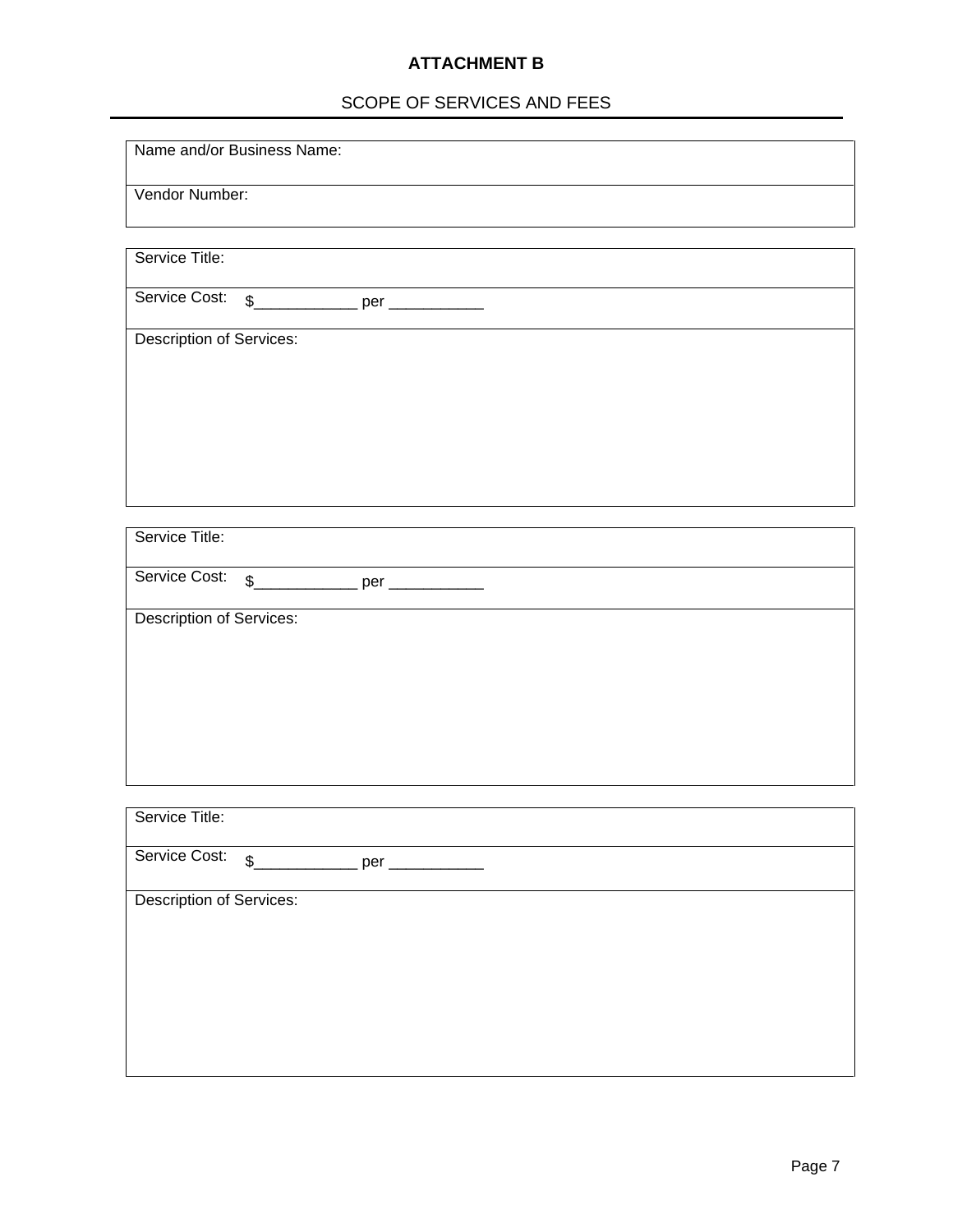## ATTACHMENT B

SCOPE OF SERVICES AND FEES

| Name and/or Business Name: |
| --- |
| Vendor Number: |

| Service Title: |
| --- |
| Service Cost: $____________ per ___________ |
| Description of Services: |

| Service Title: |
| --- |
| Service Cost: $____________ per ___________ |
| Description of Services: |

| Service Title: |
| --- |
| Service Cost: $____________ per ___________ |
| Description of Services: |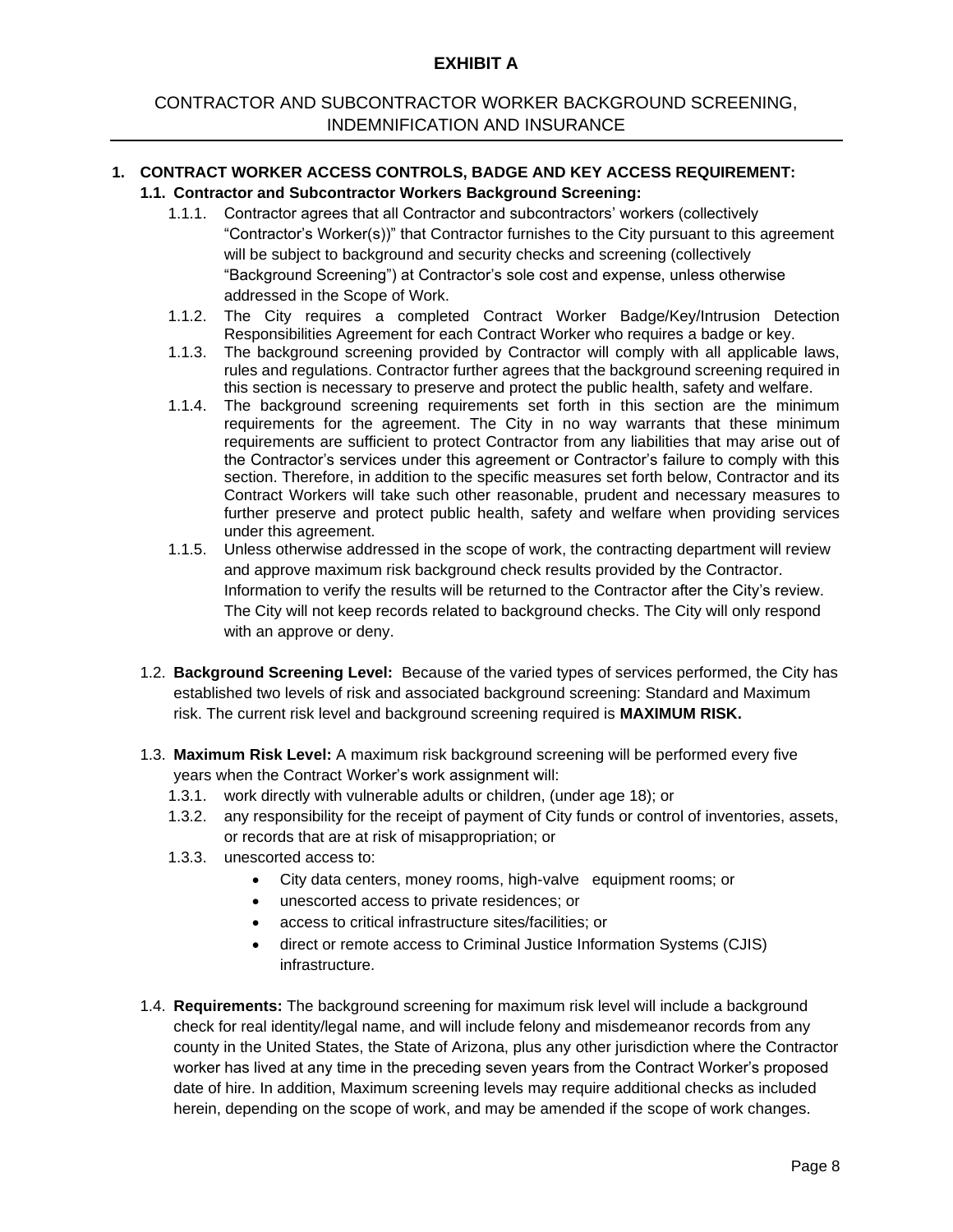# EXHIBIT A

## CONTRACTOR AND SUBCONTRACTOR WORKER BACKGROUND SCREENING, INDEMNIFICATION AND INSURANCE

**1. CONTRACT WORKER ACCESS CONTROLS, BADGE AND KEY ACCESS REQUIREMENT:**

**1.1. Contractor and Subcontractor Workers Background Screening:**

1.1.1. Contractor agrees that all Contractor and subcontractors' workers (collectively "Contractor's Worker(s))" that Contractor furnishes to the City pursuant to this agreement will be subject to background and security checks and screening (collectively "Background Screening") at Contractor's sole cost and expense, unless otherwise addressed in the Scope of Work.

1.1.2. The City requires a completed Contract Worker Badge/Key/Intrusion Detection Responsibilities Agreement for each Contract Worker who requires a badge or key.

1.1.3. The background screening provided by Contractor will comply with all applicable laws, rules and regulations. Contractor further agrees that the background screening required in this section is necessary to preserve and protect the public health, safety and welfare.

1.1.4. The background screening requirements set forth in this section are the minimum requirements for the agreement. The City in no way warrants that these minimum requirements are sufficient to protect Contractor from any liabilities that may arise out of the Contractor's services under this agreement or Contractor's failure to comply with this section. Therefore, in addition to the specific measures set forth below, Contractor and its Contract Workers will take such other reasonable, prudent and necessary measures to further preserve and protect public health, safety and welfare when providing services under this agreement.

1.1.5. Unless otherwise addressed in the scope of work, the contracting department will review and approve maximum risk background check results provided by the Contractor. Information to verify the results will be returned to the Contractor after the City's review. The City will not keep records related to background checks. The City will only respond with an approve or deny.

1.2. **Background Screening Level:** Because of the varied types of services performed, the City has established two levels of risk and associated background screening: Standard and Maximum risk. The current risk level and background screening required is **MAXIMUM RISK.**

1.3. **Maximum Risk Level:** A maximum risk background screening will be performed every five years when the Contract Worker's work assignment will:

1.3.1. work directly with vulnerable adults or children, (under age 18); or

1.3.2. any responsibility for the receipt of payment of City funds or control of inventories, assets, or records that are at risk of misappropriation; or

1.3.3. unescorted access to:

- City data centers, money rooms, high-valve equipment rooms; or
- unescorted access to private residences; or
- access to critical infrastructure sites/facilities; or
- direct or remote access to Criminal Justice Information Systems (CJIS) infrastructure.

1.4. **Requirements:** The background screening for maximum risk level will include a background check for real identity/legal name, and will include felony and misdemeanor records from any county in the United States, the State of Arizona, plus any other jurisdiction where the Contractor worker has lived at any time in the preceding seven years from the Contract Worker's proposed date of hire. In addition, Maximum screening levels may require additional checks as included herein, depending on the scope of work, and may be amended if the scope of work changes.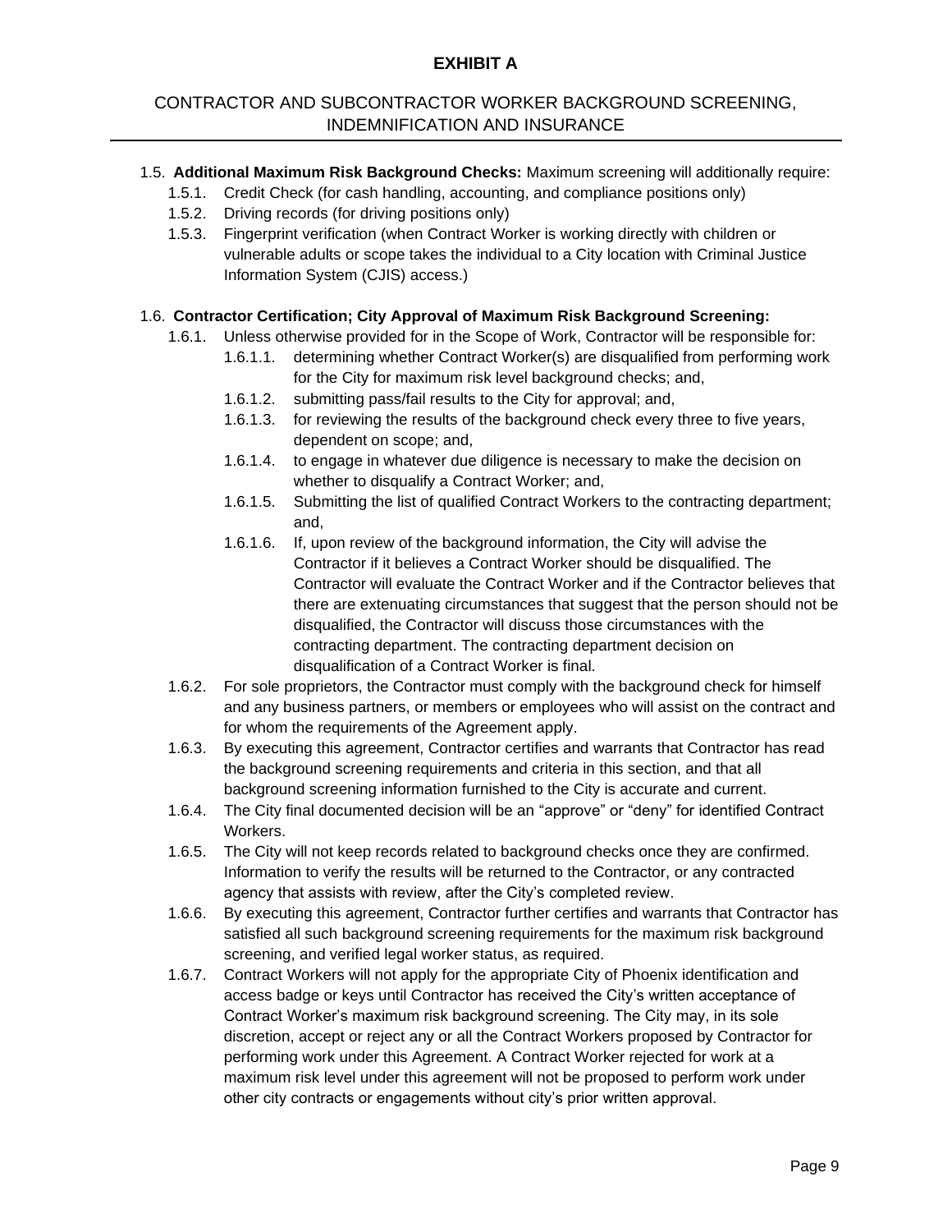# EXHIBIT A

## CONTRACTOR AND SUBCONTRACTOR WORKER BACKGROUND SCREENING, INDEMNIFICATION AND INSURANCE

1.5. **Additional Maximum Risk Background Checks:** Maximum screening will additionally require:
   - 1.5.1. Credit Check (for cash handling, accounting, and compliance positions only)
   - 1.5.2. Driving records (for driving positions only)
   - 1.5.3. Fingerprint verification (when Contract Worker is working directly with children or vulnerable adults or scope takes the individual to a City location with Criminal Justice Information System (CJIS) access.)

1.6. **Contractor Certification; City Approval of Maximum Risk Background Screening:**
   - 1.6.1. Unless otherwise provided for in the Scope of Work, Contractor will be responsible for:
     - 1.6.1.1. determining whether Contract Worker(s) are disqualified from performing work for the City for maximum risk level background checks; and,
     - 1.6.1.2. submitting pass/fail results to the City for approval; and,
     - 1.6.1.3. for reviewing the results of the background check every three to five years, dependent on scope; and,
     - 1.6.1.4. to engage in whatever due diligence is necessary to make the decision on whether to disqualify a Contract Worker; and,
     - 1.6.1.5. Submitting the list of qualified Contract Workers to the contracting department; and,
     - 1.6.1.6. If, upon review of the background information, the City will advise the Contractor if it believes a Contract Worker should be disqualified. The Contractor will evaluate the Contract Worker and if the Contractor believes that there are extenuating circumstances that suggest that the person should not be disqualified, the Contractor will discuss those circumstances with the contracting department. The contracting department decision on disqualification of a Contract Worker is final.
   - 1.6.2. For sole proprietors, the Contractor must comply with the background check for himself and any business partners, or members or employees who will assist on the contract and for whom the requirements of the Agreement apply.
   - 1.6.3. By executing this agreement, Contractor certifies and warrants that Contractor has read the background screening requirements and criteria in this section, and that all background screening information furnished to the City is accurate and current.
   - 1.6.4. The City final documented decision will be an "approve" or "deny" for identified Contract Workers.
   - 1.6.5. The City will not keep records related to background checks once they are confirmed. Information to verify the results will be returned to the Contractor, or any contracted agency that assists with review, after the City's completed review.
   - 1.6.6. By executing this agreement, Contractor further certifies and warrants that Contractor has satisfied all such background screening requirements for the maximum risk background screening, and verified legal worker status, as required.
   - 1.6.7. Contract Workers will not apply for the appropriate City of Phoenix identification and access badge or keys until Contractor has received the City's written acceptance of Contract Worker's maximum risk background screening. The City may, in its sole discretion, accept or reject any or all the Contract Workers proposed by Contractor for performing work under this Agreement. A Contract Worker rejected for work at a maximum risk level under this agreement will not be proposed to perform work under other city contracts or engagements without city's prior written approval.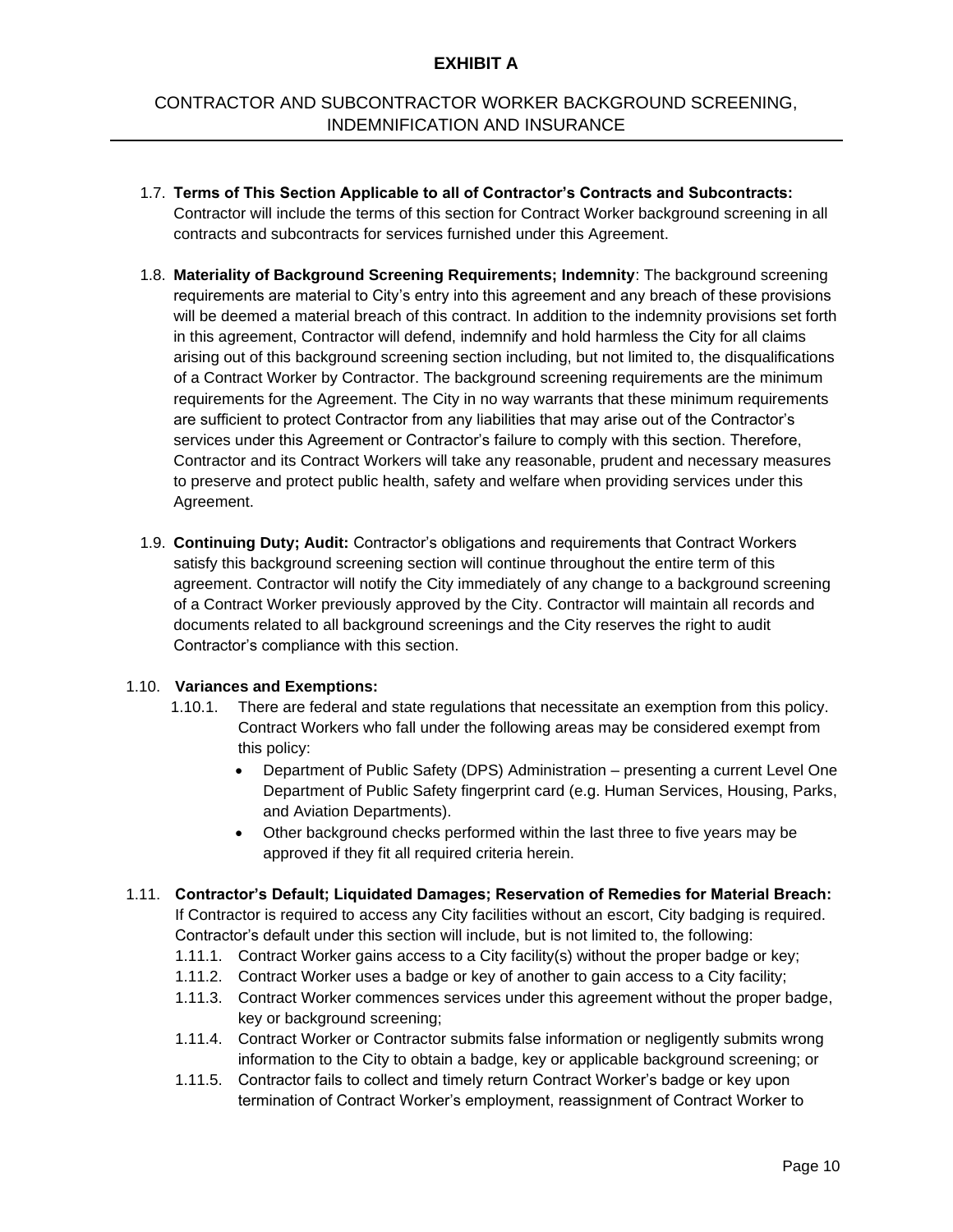# EXHIBIT A

## CONTRACTOR AND SUBCONTRACTOR WORKER BACKGROUND SCREENING, INDEMNIFICATION AND INSURANCE

1.7. **Terms of This Section Applicable to all of Contractor's Contracts and Subcontracts:** Contractor will include the terms of this section for Contract Worker background screening in all contracts and subcontracts for services furnished under this Agreement.

1.8. **Materiality of Background Screening Requirements; Indemnity**: The background screening requirements are material to City's entry into this agreement and any breach of these provisions will be deemed a material breach of this contract. In addition to the indemnity provisions set forth in this agreement, Contractor will defend, indemnify and hold harmless the City for all claims arising out of this background screening section including, but not limited to, the disqualifications of a Contract Worker by Contractor. The background screening requirements are the minimum requirements for the Agreement. The City in no way warrants that these minimum requirements are sufficient to protect Contractor from any liabilities that may arise out of the Contractor's services under this Agreement or Contractor's failure to comply with this section. Therefore, Contractor and its Contract Workers will take any reasonable, prudent and necessary measures to preserve and protect public health, safety and welfare when providing services under this Agreement.

1.9. **Continuing Duty; Audit:** Contractor's obligations and requirements that Contract Workers satisfy this background screening section will continue throughout the entire term of this agreement. Contractor will notify the City immediately of any change to a background screening of a Contract Worker previously approved by the City. Contractor will maintain all records and documents related to all background screenings and the City reserves the right to audit Contractor's compliance with this section.

1.10. **Variances and Exemptions:**

1.10.1. There are federal and state regulations that necessitate an exemption from this policy. Contract Workers who fall under the following areas may be considered exempt from this policy:

- Department of Public Safety (DPS) Administration – presenting a current Level One Department of Public Safety fingerprint card (e.g. Human Services, Housing, Parks, and Aviation Departments).
- Other background checks performed within the last three to five years may be approved if they fit all required criteria herein.

1.11. **Contractor's Default; Liquidated Damages; Reservation of Remedies for Material Breach:** If Contractor is required to access any City facilities without an escort, City badging is required. Contractor's default under this section will include, but is not limited to, the following:

1.11.1. Contract Worker gains access to a City facility(s) without the proper badge or key;

1.11.2. Contract Worker uses a badge or key of another to gain access to a City facility;

1.11.3. Contract Worker commences services under this agreement without the proper badge, key or background screening;

1.11.4. Contract Worker or Contractor submits false information or negligently submits wrong information to the City to obtain a badge, key or applicable background screening; or

1.11.5. Contractor fails to collect and timely return Contract Worker's badge or key upon termination of Contract Worker's employment, reassignment of Contract Worker to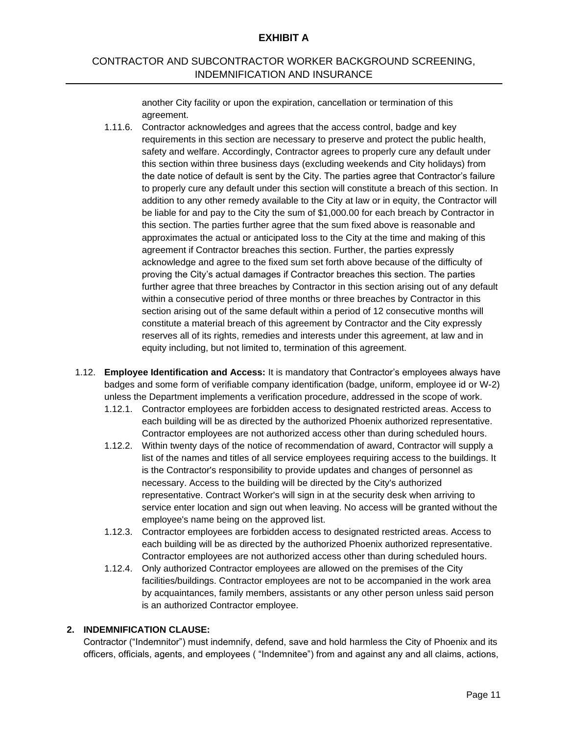another City facility or upon the expiration, cancellation or termination of this agreement.

1.11.6. Contractor acknowledges and agrees that the access control, badge and key requirements in this section are necessary to preserve and protect the public health, safety and welfare. Accordingly, Contractor agrees to properly cure any default under this section within three business days (excluding weekends and City holidays) from the date notice of default is sent by the City. The parties agree that Contractor's failure to properly cure any default under this section will constitute a breach of this section. In addition to any other remedy available to the City at law or in equity, the Contractor will be liable for and pay to the City the sum of $1,000.00 for each breach by Contractor in this section. The parties further agree that the sum fixed above is reasonable and approximates the actual or anticipated loss to the City at the time and making of this agreement if Contractor breaches this section. Further, the parties expressly acknowledge and agree to the fixed sum set forth above because of the difficulty of proving the City's actual damages if Contractor breaches this section. The parties further agree that three breaches by Contractor in this section arising out of any default within a consecutive period of three months or three breaches by Contractor in this section arising out of the same default within a period of 12 consecutive months will constitute a material breach of this agreement by Contractor and the City expressly reserves all of its rights, remedies and interests under this agreement, at law and in equity including, but not limited to, termination of this agreement.

1.12. **Employee Identification and Access:** It is mandatory that Contractor's employees always have badges and some form of verifiable company identification (badge, uniform, employee id or W-2) unless the Department implements a verification procedure, addressed in the scope of work.

1.12.1. Contractor employees are forbidden access to designated restricted areas. Access to each building will be as directed by the authorized Phoenix authorized representative. Contractor employees are not authorized access other than during scheduled hours.

1.12.2. Within twenty days of the notice of recommendation of award, Contractor will supply a list of the names and titles of all service employees requiring access to the buildings. It is the Contractor's responsibility to provide updates and changes of personnel as necessary. Access to the building will be directed by the City's authorized representative. Contract Worker's will sign in at the security desk when arriving to service enter location and sign out when leaving. No access will be granted without the employee's name being on the approved list.

1.12.3. Contractor employees are forbidden access to designated restricted areas. Access to each building will be as directed by the authorized Phoenix authorized representative. Contractor employees are not authorized access other than during scheduled hours.

1.12.4. Only authorized Contractor employees are allowed on the premises of the City facilities/buildings. Contractor employees are not to be accompanied in the work area by acquaintances, family members, assistants or any other person unless said person is an authorized Contractor employee.

## 2. INDEMNIFICATION CLAUSE:

Contractor ("Indemnitor") must indemnify, defend, save and hold harmless the City of Phoenix and its officers, officials, agents, and employees ( "Indemnitee") from and against any and all claims, actions,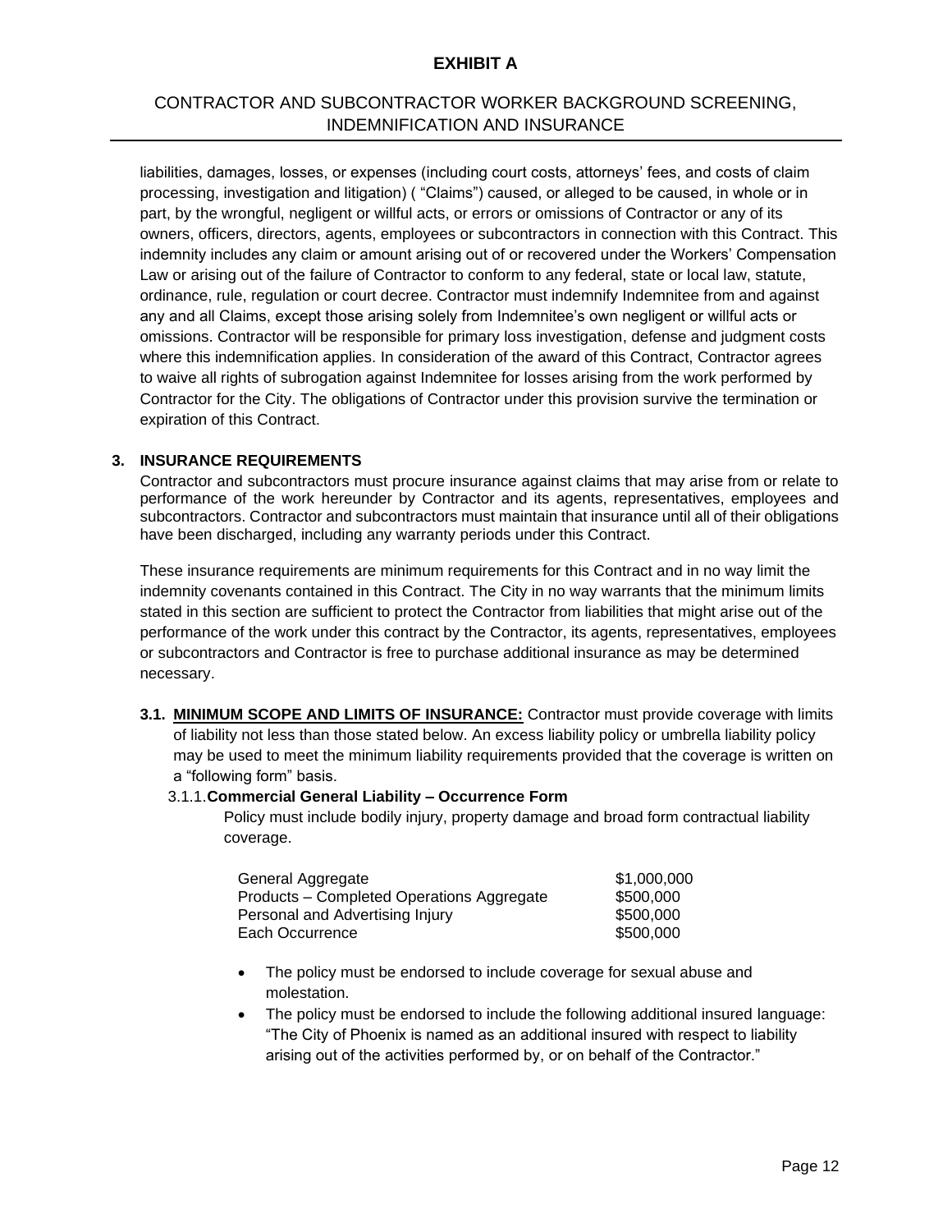liabilities, damages, losses, or expenses (including court costs, attorneys' fees, and costs of claim processing, investigation and litigation) ( "Claims") caused, or alleged to be caused, in whole or in part, by the wrongful, negligent or willful acts, or errors or omissions of Contractor or any of its owners, officers, directors, agents, employees or subcontractors in connection with this Contract. This indemnity includes any claim or amount arising out of or recovered under the Workers' Compensation Law or arising out of the failure of Contractor to conform to any federal, state or local law, statute, ordinance, rule, regulation or court decree. Contractor must indemnify Indemnitee from and against any and all Claims, except those arising solely from Indemnitee's own negligent or willful acts or omissions. Contractor will be responsible for primary loss investigation, defense and judgment costs where this indemnification applies. In consideration of the award of this Contract, Contractor agrees to waive all rights of subrogation against Indemnitee for losses arising from the work performed by Contractor for the City. The obligations of Contractor under this provision survive the termination or expiration of this Contract.

## 3. INSURANCE REQUIREMENTS

Contractor and subcontractors must procure insurance against claims that may arise from or relate to performance of the work hereunder by Contractor and its agents, representatives, employees and subcontractors. Contractor and subcontractors must maintain that insurance until all of their obligations have been discharged, including any warranty periods under this Contract.

These insurance requirements are minimum requirements for this Contract and in no way limit the indemnity covenants contained in this Contract. The City in no way warrants that the minimum limits stated in this section are sufficient to protect the Contractor from liabilities that might arise out of the performance of the work under this contract by the Contractor, its agents, representatives, employees or subcontractors and Contractor is free to purchase additional insurance as may be determined necessary.

**3.1. <u>MINIMUM SCOPE AND LIMITS OF INSURANCE:</u>** Contractor must provide coverage with limits of liability not less than those stated below. An excess liability policy or umbrella liability policy may be used to meet the minimum liability requirements provided that the coverage is written on a "following form" basis.

3.1.1. **Commercial General Liability – Occurrence Form**

Policy must include bodily injury, property damage and broad form contractual liability coverage.

| | |
|---|---|
| General Aggregate | $1,000,000 |
| Products – Completed Operations Aggregate | $500,000 |
| Personal and Advertising Injury | $500,000 |
| Each Occurrence | $500,000 |

- The policy must be endorsed to include coverage for sexual abuse and molestation.
- The policy must be endorsed to include the following additional insured language: "The City of Phoenix is named as an additional insured with respect to liability arising out of the activities performed by, or on behalf of the Contractor."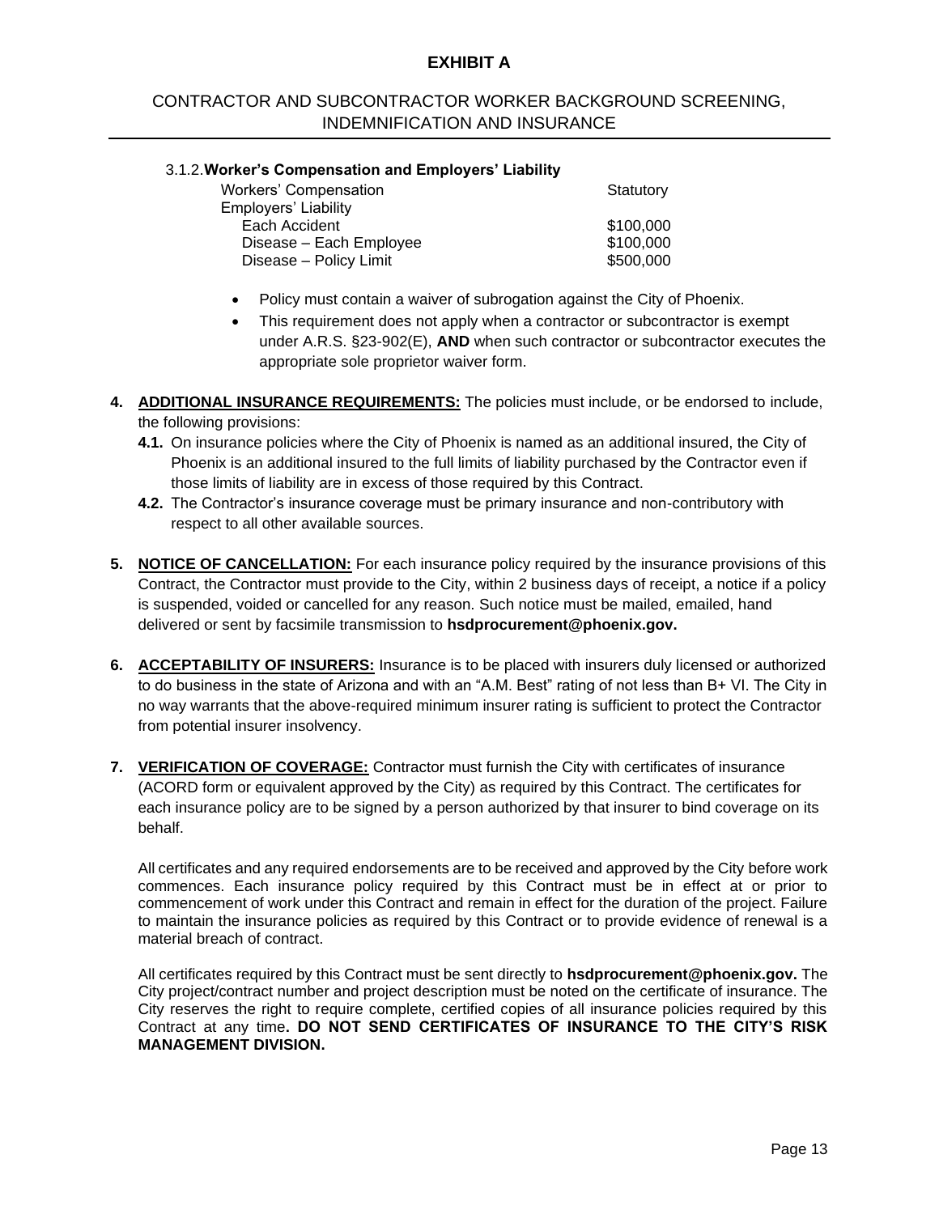# EXHIBIT A

## CONTRACTOR AND SUBCONTRACTOR WORKER BACKGROUND SCREENING, INDEMNIFICATION AND INSURANCE

3.1.2. **Worker's Compensation and Employers' Liability**

| | |
|---|---|
| Workers' Compensation | Statutory |
| Employers' Liability | |
| Each Accident | \$100,000 |
| Disease – Each Employee | \$100,000 |
| Disease – Policy Limit | \$500,000 |

- Policy must contain a waiver of subrogation against the City of Phoenix.
- This requirement does not apply when a contractor or subcontractor is exempt under A.R.S. §23-902(E), **AND** when such contractor or subcontractor executes the appropriate sole proprietor waiver form.

**4. ADDITIONAL INSURANCE REQUIREMENTS:** The policies must include, or be endorsed to include, the following provisions:

**4.1.** On insurance policies where the City of Phoenix is named as an additional insured, the City of Phoenix is an additional insured to the full limits of liability purchased by the Contractor even if those limits of liability are in excess of those required by this Contract.

**4.2.** The Contractor's insurance coverage must be primary insurance and non-contributory with respect to all other available sources.

**5. NOTICE OF CANCELLATION:** For each insurance policy required by the insurance provisions of this Contract, the Contractor must provide to the City, within 2 business days of receipt, a notice if a policy is suspended, voided or cancelled for any reason. Such notice must be mailed, emailed, hand delivered or sent by facsimile transmission to **hsdprocurement@phoenix.gov.**

**6. ACCEPTABILITY OF INSURERS:** Insurance is to be placed with insurers duly licensed or authorized to do business in the state of Arizona and with an "A.M. Best" rating of not less than B+ VI. The City in no way warrants that the above-required minimum insurer rating is sufficient to protect the Contractor from potential insurer insolvency.

**7. VERIFICATION OF COVERAGE:** Contractor must furnish the City with certificates of insurance (ACORD form or equivalent approved by the City) as required by this Contract. The certificates for each insurance policy are to be signed by a person authorized by that insurer to bind coverage on its behalf.

All certificates and any required endorsements are to be received and approved by the City before work commences. Each insurance policy required by this Contract must be in effect at or prior to commencement of work under this Contract and remain in effect for the duration of the project. Failure to maintain the insurance policies as required by this Contract or to provide evidence of renewal is a material breach of contract.

All certificates required by this Contract must be sent directly to **hsdprocurement@phoenix.gov.** The City project/contract number and project description must be noted on the certificate of insurance. The City reserves the right to require complete, certified copies of all insurance policies required by this Contract at any time**. DO NOT SEND CERTIFICATES OF INSURANCE TO THE CITY'S RISK MANAGEMENT DIVISION.**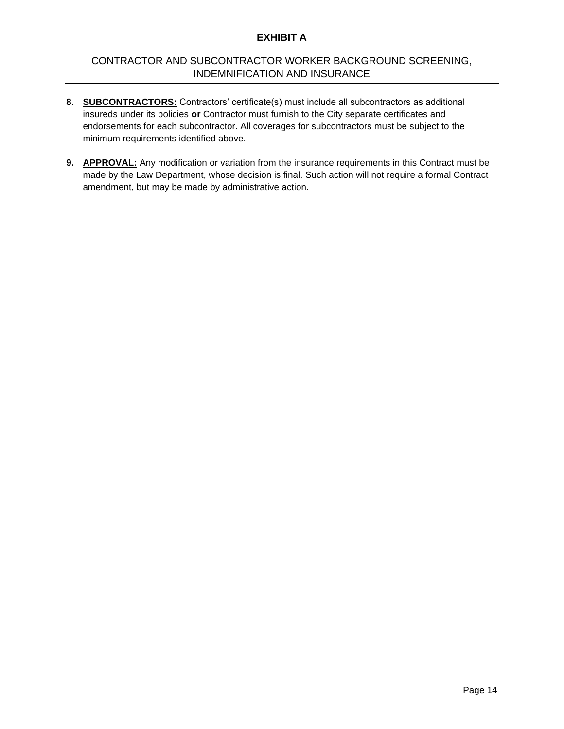**EXHIBIT A**

CONTRACTOR AND SUBCONTRACTOR WORKER BACKGROUND SCREENING, INDEMNIFICATION AND INSURANCE

8. **SUBCONTRACTORS:** Contractors' certificate(s) must include all subcontractors as additional insureds under its policies **or** Contractor must furnish to the City separate certificates and endorsements for each subcontractor. All coverages for subcontractors must be subject to the minimum requirements identified above.

9. **APPROVAL:** Any modification or variation from the insurance requirements in this Contract must be made by the Law Department, whose decision is final. Such action will not require a formal Contract amendment, but may be made by administrative action.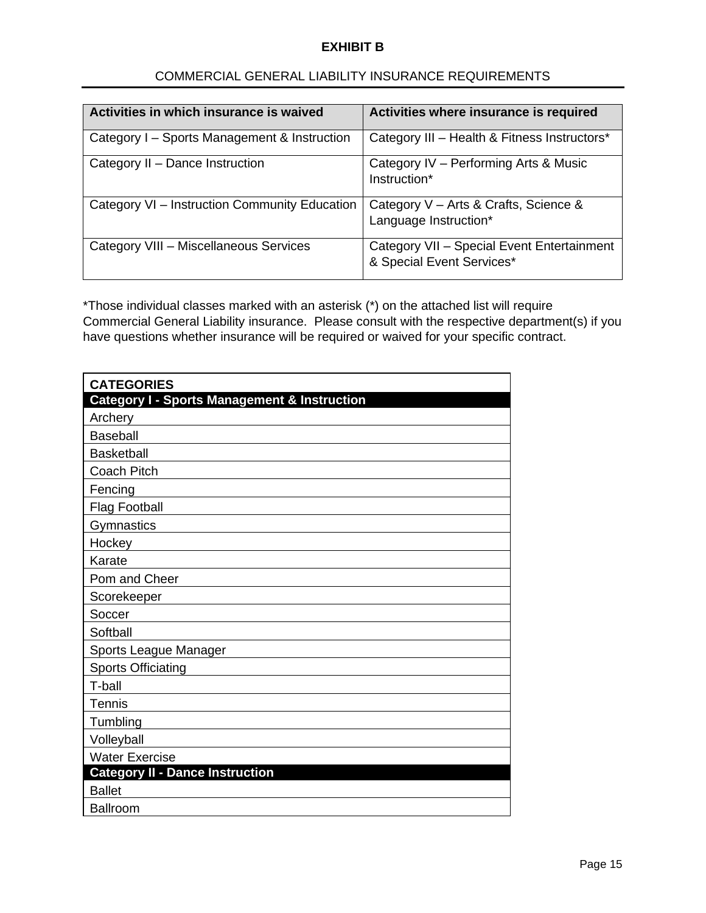# EXHIBIT B

## COMMERCIAL GENERAL LIABILITY INSURANCE REQUIREMENTS

| Activities in which insurance is waived | Activities where insurance is required |
|---|---|
| Category I – Sports Management & Instruction | Category III – Health & Fitness Instructors* |
| Category II – Dance Instruction | Category IV – Performing Arts & Music Instruction* |
| Category VI – Instruction Community Education | Category V – Arts & Crafts, Science & Language Instruction* |
| Category VIII – Miscellaneous Services | Category VII – Special Event Entertainment & Special Event Services* |

*Those individual classes marked with an asterisk (*) on the attached list will require Commercial General Liability insurance. Please consult with the respective department(s) if you have questions whether insurance will be required or waived for your specific contract.

| CATEGORIES |
|---|
| **Category I - Sports Management & Instruction** |
| Archery |
| Baseball |
| Basketball |
| Coach Pitch |
| Fencing |
| Flag Football |
| Gymnastics |
| Hockey |
| Karate |
| Pom and Cheer |
| Scorekeeper |
| Soccer |
| Softball |
| Sports League Manager |
| Sports Officiating |
| T-ball |
| Tennis |
| Tumbling |
| Volleyball |
| Water Exercise |
| **Category II - Dance Instruction** |
| Ballet |
| Ballroom |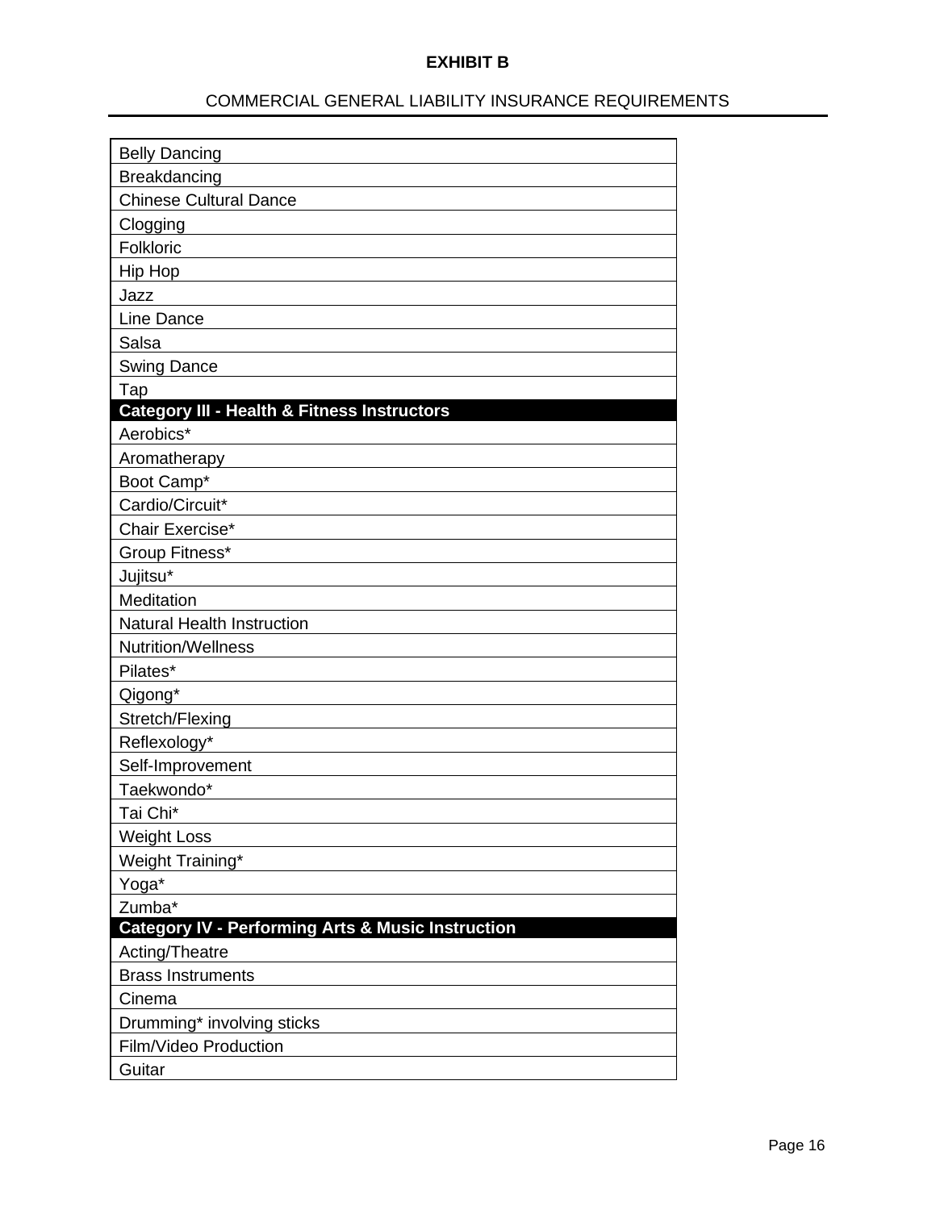**EXHIBIT B**

COMMERCIAL GENERAL LIABILITY INSURANCE REQUIREMENTS

| |
|---|
| Belly Dancing |
| Breakdancing |
| Chinese Cultural Dance |
| Clogging |
| Folkloric |
| Hip Hop |
| Jazz |
| Line Dance |
| Salsa |
| Swing Dance |
| Tap |
| **Category III - Health & Fitness Instructors** |
| Aerobics* |
| Aromatherapy |
| Boot Camp* |
| Cardio/Circuit* |
| Chair Exercise* |
| Group Fitness* |
| Jujitsu* |
| Meditation |
| Natural Health Instruction |
| Nutrition/Wellness |
| Pilates* |
| Qigong* |
| Stretch/Flexing |
| Reflexology* |
| Self-Improvement |
| Taekwondo* |
| Tai Chi* |
| Weight Loss |
| Weight Training* |
| Yoga* |
| Zumba* |
| **Category IV - Performing Arts & Music Instruction** |
| Acting/Theatre |
| Brass Instruments |
| Cinema |
| Drumming* involving sticks |
| Film/Video Production |
| Guitar |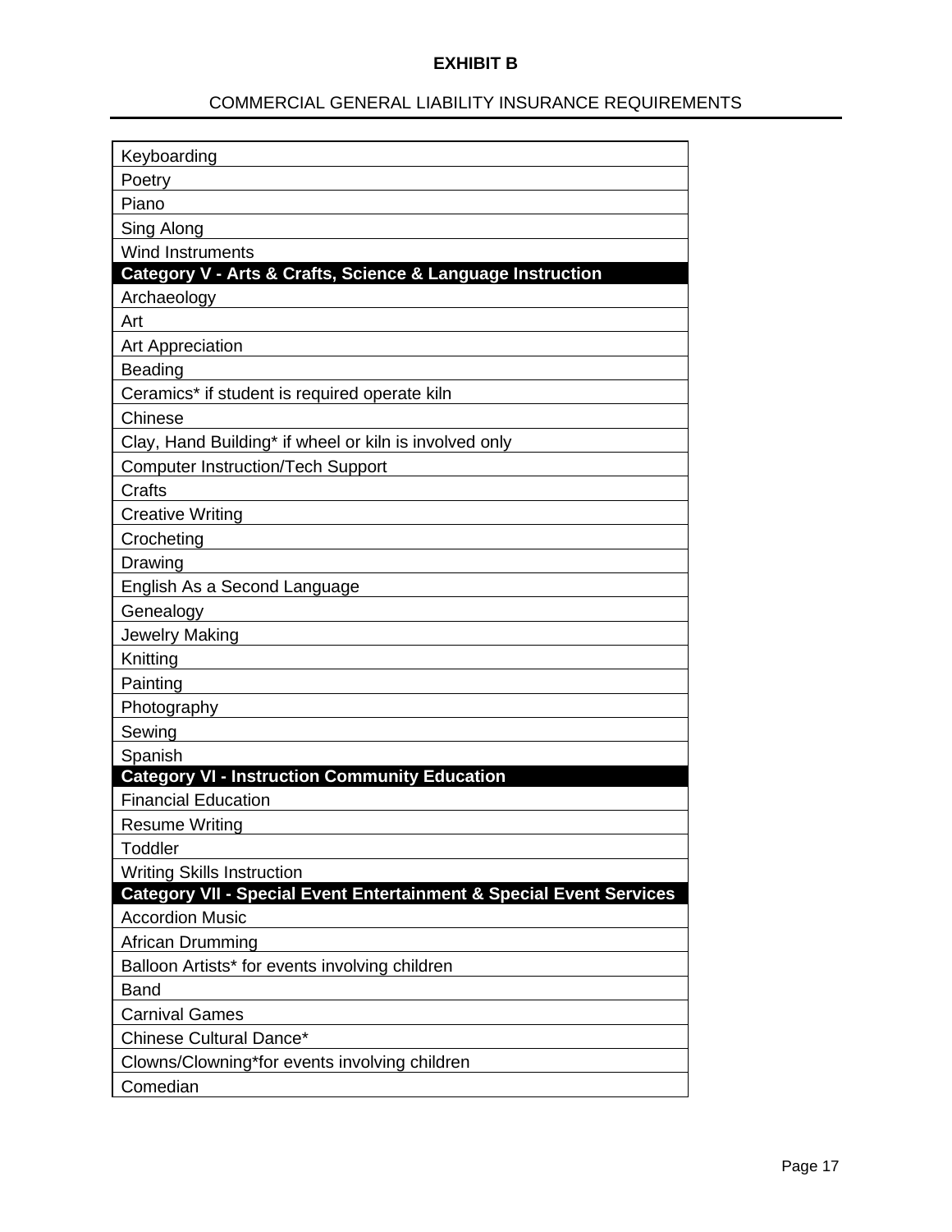**EXHIBIT B**

COMMERCIAL GENERAL LIABILITY INSURANCE REQUIREMENTS

| Keyboarding |
| --- |
| Poetry |
| Piano |
| Sing Along |
| Wind Instruments |
| **Category V - Arts & Crafts, Science & Language Instruction** |
| Archaeology |
| Art |
| Art Appreciation |
| Beading |
| Ceramics* if student is required operate kiln |
| Chinese |
| Clay, Hand Building* if wheel or kiln is involved only |
| Computer Instruction/Tech Support |
| Crafts |
| Creative Writing |
| Crocheting |
| Drawing |
| English As a Second Language |
| Genealogy |
| Jewelry Making |
| Knitting |
| Painting |
| Photography |
| Sewing |
| Spanish |
| **Category VI - Instruction Community Education** |
| Financial Education |
| Resume Writing |
| Toddler |
| Writing Skills Instruction |
| **Category VII - Special Event Entertainment & Special Event Services** |
| Accordion Music |
| African Drumming |
| Balloon Artists* for events involving children |
| Band |
| Carnival Games |
| Chinese Cultural Dance* |
| Clowns/Clowning*for events involving children |
| Comedian |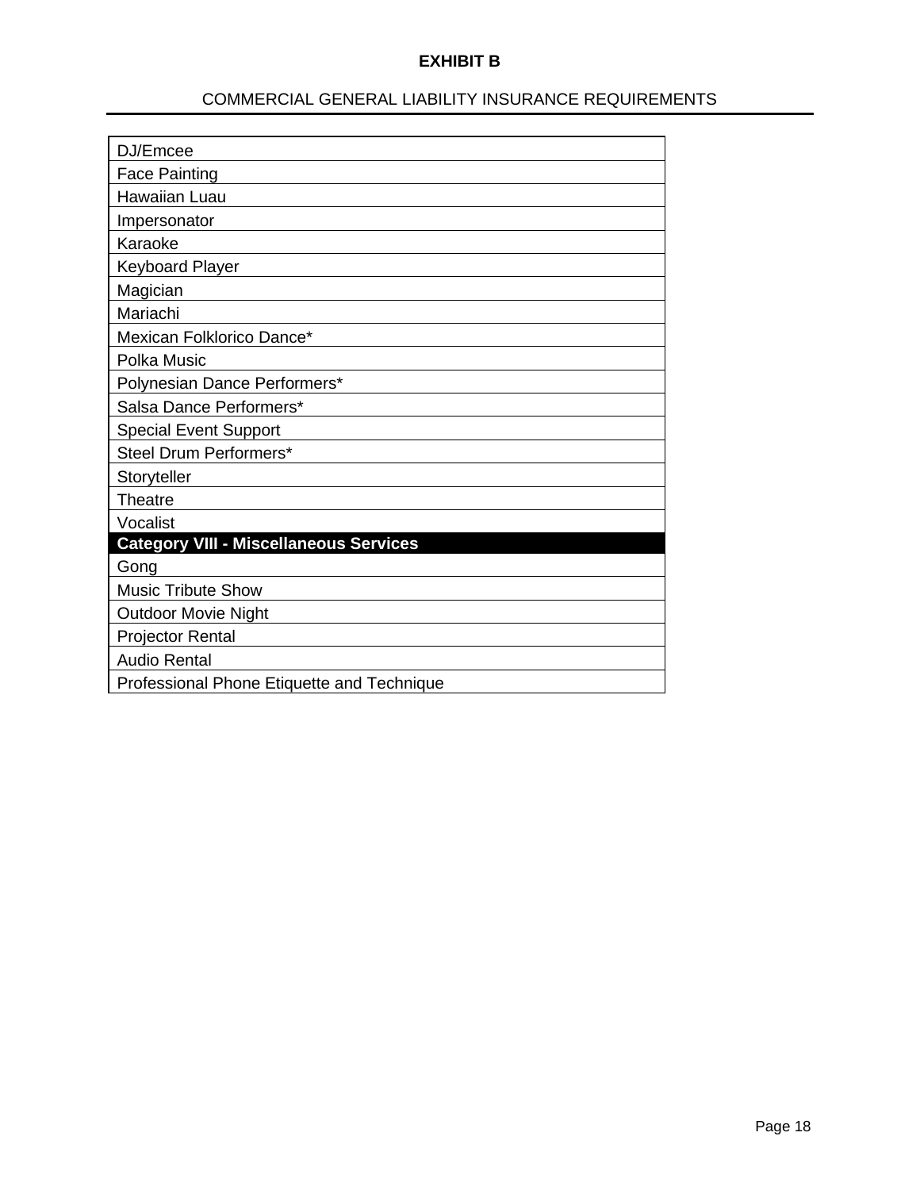**EXHIBIT B**

COMMERCIAL GENERAL LIABILITY INSURANCE REQUIREMENTS

| DJ/Emcee |
|---|
| Face Painting |
| Hawaiian Luau |
| Impersonator |
| Karaoke |
| Keyboard Player |
| Magician |
| Mariachi |
| Mexican Folklorico Dance* |
| Polka Music |
| Polynesian Dance Performers* |
| Salsa Dance Performers* |
| Special Event Support |
| Steel Drum Performers* |
| Storyteller |
| Theatre |
| Vocalist |
| **Category VIII - Miscellaneous Services** |
| Gong |
| Music Tribute Show |
| Outdoor Movie Night |
| Projector Rental |
| Audio Rental |
| Professional Phone Etiquette and Technique |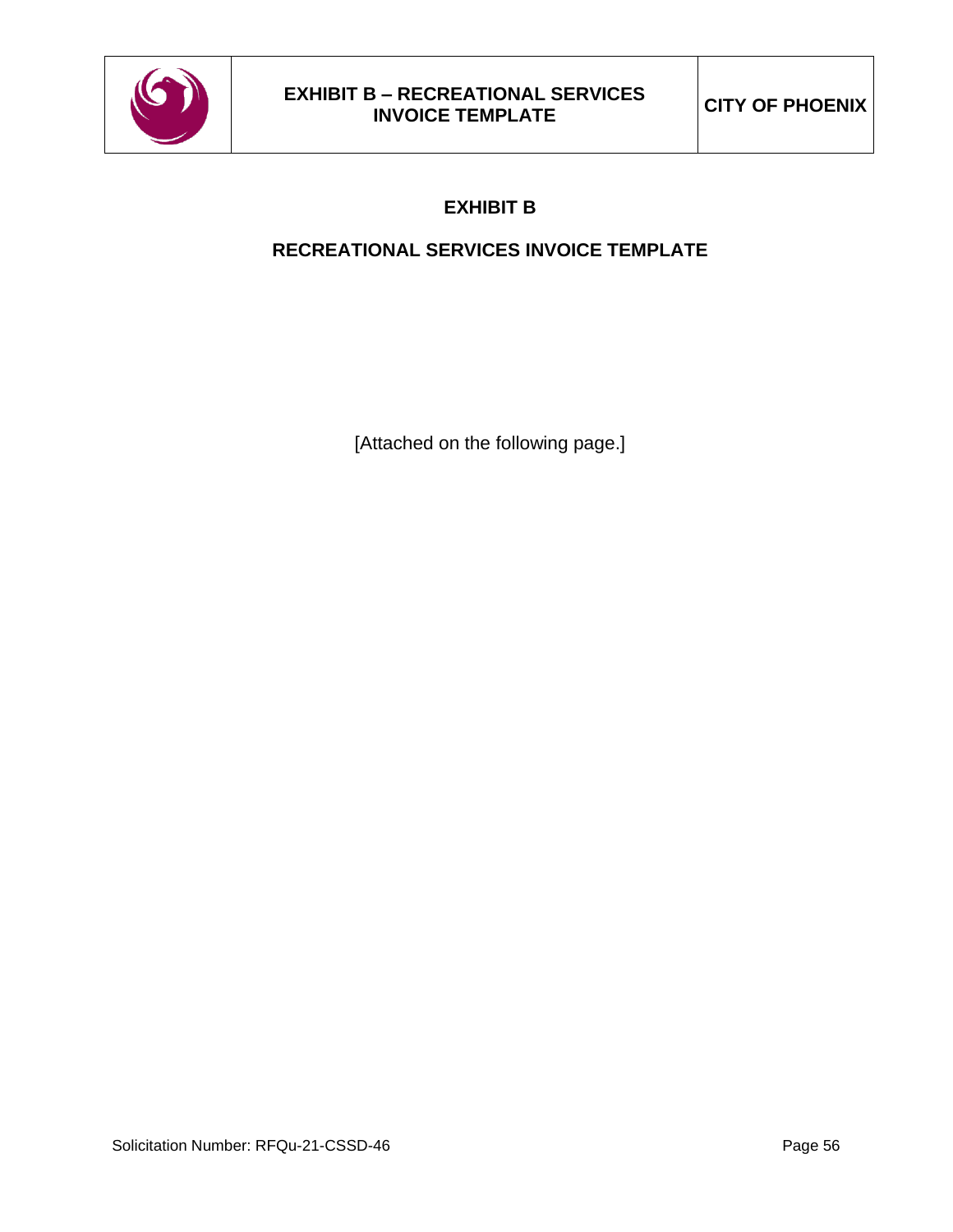# EXHIBIT B

## RECREATIONAL SERVICES INVOICE TEMPLATE

[Attached on the following page.]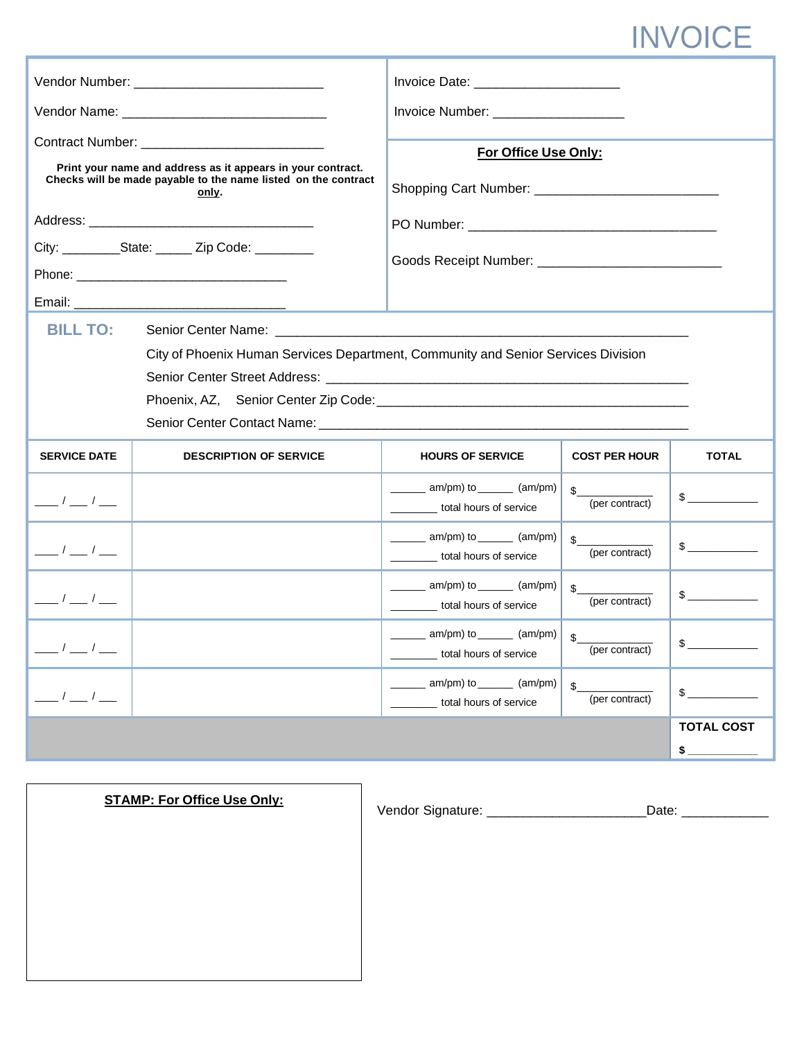# INVOICE

Vendor Number: ___________________________

Vendor Name: _____________________________

Contract Number: _________________________

**Print your name and address as it appears in your contract. Checks will be made payable to the name listed on the contract only.**

Address: ________________________________

City: ________State: _____ Zip Code: ________

Phone: ______________________________

Email: ______________________________

Invoice Date: ____________________

Invoice Number: __________________

**For Office Use Only:**

Shopping Cart Number: __________________________

PO Number: ___________________________________

Goods Receipt Number: _________________________

**BILL TO:** Senior Center Name: ___________________________________________________________

City of Phoenix Human Services Department, Community and Senior Services Division

Senior Center Street Address: ____________________________________________________

Phoenix, AZ, Senior Center Zip Code:_____________________________________________

Senior Center Contact Name: _____________________________________________________

| SERVICE DATE | DESCRIPTION OF SERVICE | HOURS OF SERVICE | COST PER HOUR | TOTAL |
|---|---|---|---|---|
| ___ / ___ / ___ | | ______ am/pm) to ______ (am/pm) ________ total hours of service | $___________ (per contract) | $ ___________ |
| ___ / ___ / ___ | | ______ am/pm) to ______ (am/pm) ________ total hours of service | $___________ (per contract) | $ ___________ |
| ___ / ___ / ___ | | ______ am/pm) to ______ (am/pm) ________ total hours of service | $___________ (per contract) | $ ___________ |
| ___ / ___ / ___ | | ______ am/pm) to ______ (am/pm) ________ total hours of service | $___________ (per contract) | $ ___________ |
| ___ / ___ / ___ | | ______ am/pm) to ______ (am/pm) ________ total hours of service | $___________ (per contract) | $ ___________ |
| | | | | **TOTAL COST** **$** ___________ |

**STAMP: For Office Use Only:**

Vendor Signature: _____________________Date: ___________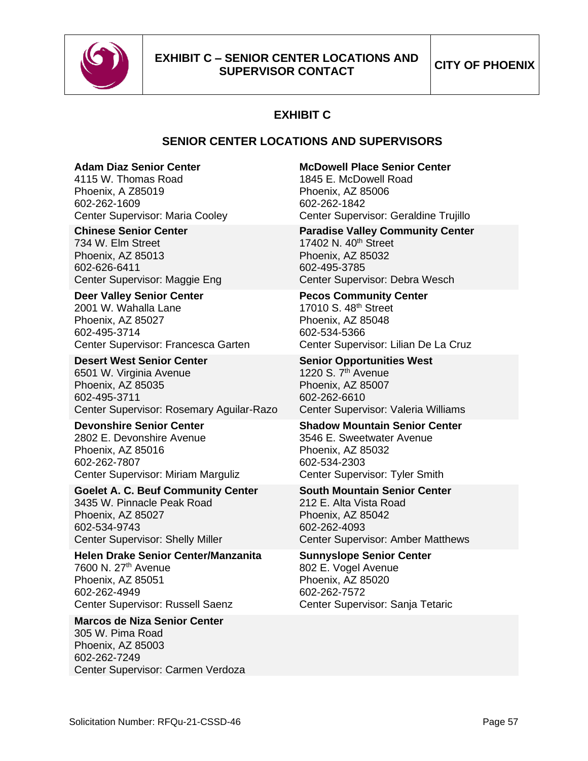# EXHIBIT C

## SENIOR CENTER LOCATIONS AND SUPERVISORS

**Adam Diaz Senior Center**
4115 W. Thomas Road
Phoenix, A Z85019
602-262-1609
Center Supervisor: Maria Cooley

**Chinese Senior Center**
734 W. Elm Street
Phoenix, AZ 85013
602-626-6411
Center Supervisor: Maggie Eng

**Deer Valley Senior Center**
2001 W. Wahalla Lane
Phoenix, AZ 85027
602-495-3714
Center Supervisor: Francesca Garten

**Desert West Senior Center**
6501 W. Virginia Avenue
Phoenix, AZ 85035
602-495-3711
Center Supervisor: Rosemary Aguilar-Razo

**Devonshire Senior Center**
2802 E. Devonshire Avenue
Phoenix, AZ 85016
602-262-7807
Center Supervisor: Miriam Marguliz

**Goelet A. C. Beuf Community Center**
3435 W. Pinnacle Peak Road
Phoenix, AZ 85027
602-534-9743
Center Supervisor: Shelly Miller

**Helen Drake Senior Center/Manzanita**
7600 N. 27th Avenue
Phoenix, AZ 85051
602-262-4949
Center Supervisor: Russell Saenz

**Marcos de Niza Senior Center**
305 W. Pima Road
Phoenix, AZ 85003
602-262-7249
Center Supervisor: Carmen Verdoza

**McDowell Place Senior Center**
1845 E. McDowell Road
Phoenix, AZ 85006
602-262-1842
Center Supervisor: Geraldine Trujillo

**Paradise Valley Community Center**
17402 N. 40th Street
Phoenix, AZ 85032
602-495-3785
Center Supervisor: Debra Wesch

**Pecos Community Center**
17010 S. 48th Street
Phoenix, AZ 85048
602-534-5366
Center Supervisor: Lilian De La Cruz

**Senior Opportunities West**
1220 S. 7th Avenue
Phoenix, AZ 85007
602-262-6610
Center Supervisor: Valeria Williams

**Shadow Mountain Senior Center**
3546 E. Sweetwater Avenue
Phoenix, AZ 85032
602-534-2303
Center Supervisor: Tyler Smith

**South Mountain Senior Center**
212 E. Alta Vista Road
Phoenix, AZ 85042
602-262-4093
Center Supervisor: Amber Matthews

**Sunnyslope Senior Center**
802 E. Vogel Avenue
Phoenix, AZ 85020
602-262-7572
Center Supervisor: Sanja Tetaric